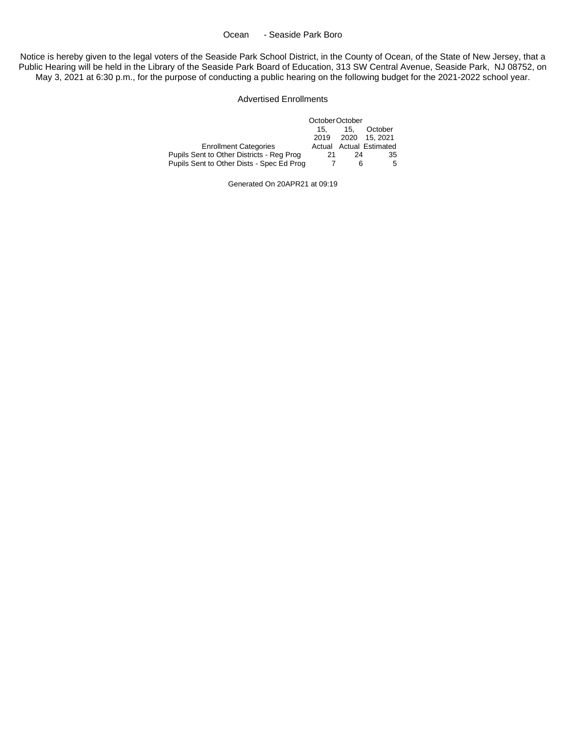Ocean - Seaside Park Boro

Notice is hereby given to the legal voters of the Seaside Park School District, in the County of Ocean, of the State of New Jersey, that a Public Hearing will be held in the Library of the Seaside Park Board of Education, 313 SW Central Avenue, Seaside Park, NJ 08752, on May 3, 2021 at 6:30 p.m., for the purpose of conducting a public hearing on the following budget for the 2021-2022 school year.

Advertised Enrollments

| Enrollment Categories | October 15, 2019 Actual | October 15, 2020 Actual | October 15, 2021 Estimated |
|---|---|---|---|
| Pupils Sent to Other Districts - Reg Prog | 21 | 24 | 35 |
| Pupils Sent to Other Dists - Spec Ed Prog | 7 | 6 | 5 |

Generated On 20APR21 at 09:19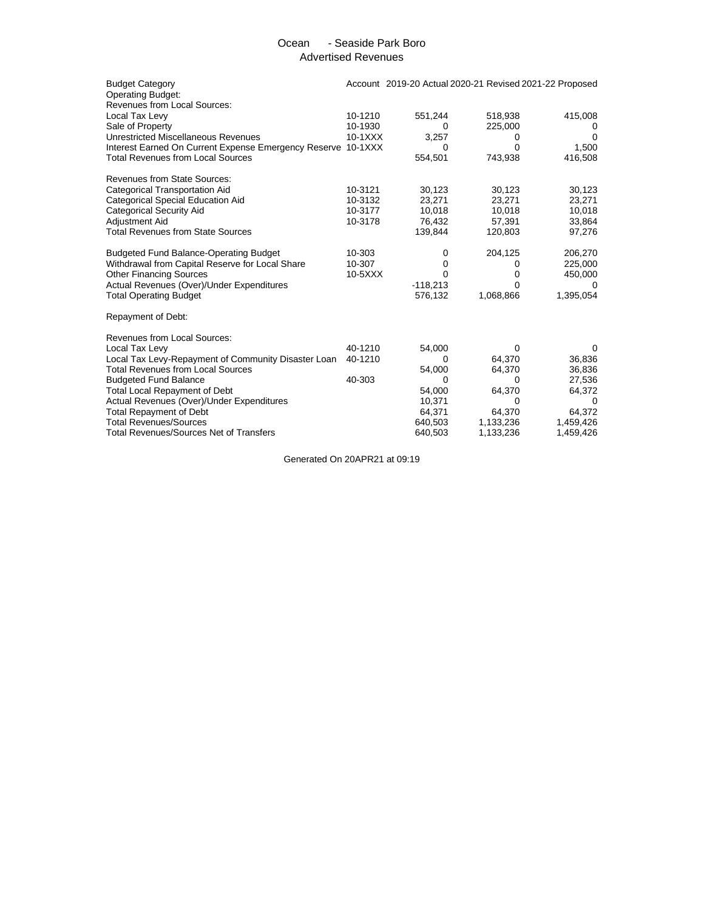# Ocean - Seaside Park Boro

## Advertised Revenues

| Budget Category | Account | 2019-20 Actual | 2020-21 Revised | 2021-22 Proposed |
|---|---|---|---|---|
| Operating Budget: | | | | |
| Revenues from Local Sources: | | | | |
| Local Tax Levy | 10-1210 | 551,244 | 518,938 | 415,008 |
| Sale of Property | 10-1930 | 0 | 225,000 | 0 |
| Unrestricted Miscellaneous Revenues | 10-1XXX | 3,257 | 0 | 0 |
| Interest Earned On Current Expense Emergency Reserve | 10-1XXX | 0 | 0 | 1,500 |
| Total Revenues from Local Sources | | 554,501 | 743,938 | 416,508 |
| | | | | |
| Revenues from State Sources: | | | | |
| Categorical Transportation Aid | 10-3121 | 30,123 | 30,123 | 30,123 |
| Categorical Special Education Aid | 10-3132 | 23,271 | 23,271 | 23,271 |
| Categorical Security Aid | 10-3177 | 10,018 | 10,018 | 10,018 |
| Adjustment Aid | 10-3178 | 76,432 | 57,391 | 33,864 |
| Total Revenues from State Sources | | 139,844 | 120,803 | 97,276 |
| | | | | |
| Budgeted Fund Balance-Operating Budget | 10-303 | 0 | 204,125 | 206,270 |
| Withdrawal from Capital Reserve for Local Share | 10-307 | 0 | 0 | 225,000 |
| Other Financing Sources | 10-5XXX | 0 | 0 | 450,000 |
| Actual Revenues (Over)/Under Expenditures | | -118,213 | 0 | 0 |
| Total Operating Budget | | 576,132 | 1,068,866 | 1,395,054 |
| | | | | |
| Repayment of Debt: | | | | |
| | | | | |
| Revenues from Local Sources: | | | | |
| Local Tax Levy | 40-1210 | 54,000 | 0 | 0 |
| Local Tax Levy-Repayment of Community Disaster Loan | 40-1210 | 0 | 64,370 | 36,836 |
| Total Revenues from Local Sources | | 54,000 | 64,370 | 36,836 |
| Budgeted Fund Balance | 40-303 | 0 | 0 | 27,536 |
| Total Local Repayment of Debt | | 54,000 | 64,370 | 64,372 |
| Actual Revenues (Over)/Under Expenditures | | 10,371 | 0 | 0 |
| Total Repayment of Debt | | 64,371 | 64,370 | 64,372 |
| Total Revenues/Sources | | 640,503 | 1,133,236 | 1,459,426 |
| Total Revenues/Sources Net of Transfers | | 640,503 | 1,133,236 | 1,459,426 |

Generated On 20APR21 at 09:19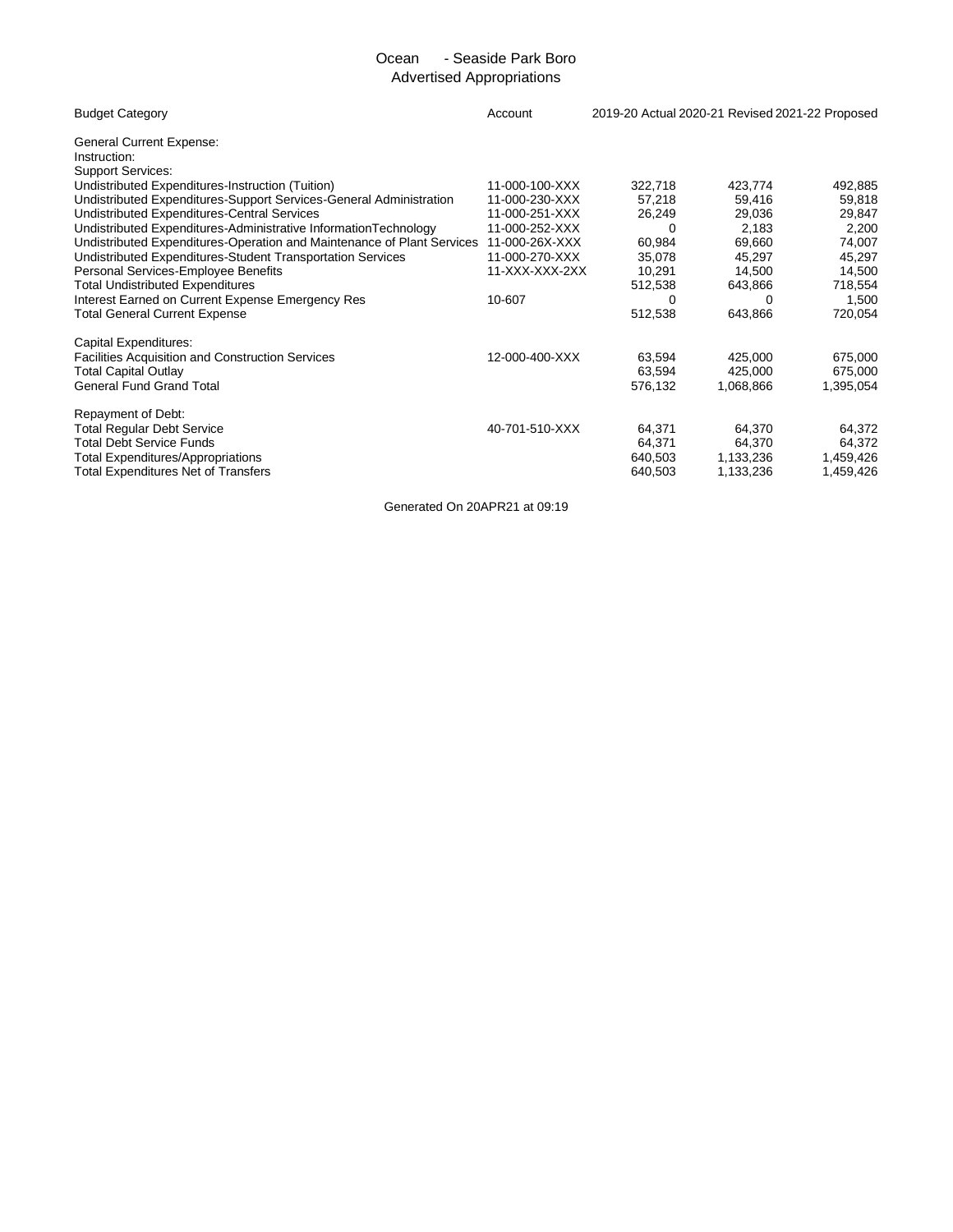# Ocean - Seaside Park Boro
## Advertised Appropriations

| Budget Category | Account | 2019-20 Actual | 2020-21 Revised | 2021-22 Proposed |
|---|---|---|---|---|
| General Current Expense: | | | | |
| Instruction: | | | | |
| Support Services: | | | | |
| Undistributed Expenditures-Instruction (Tuition) | 11-000-100-XXX | 322,718 | 423,774 | 492,885 |
| Undistributed Expenditures-Support Services-General Administration | 11-000-230-XXX | 57,218 | 59,416 | 59,818 |
| Undistributed Expenditures-Central Services | 11-000-251-XXX | 26,249 | 29,036 | 29,847 |
| Undistributed Expenditures-Administrative InformationTechnology | 11-000-252-XXX | 0 | 2,183 | 2,200 |
| Undistributed Expenditures-Operation and Maintenance of Plant Services | 11-000-26X-XXX | 60,984 | 69,660 | 74,007 |
| Undistributed Expenditures-Student Transportation Services | 11-000-270-XXX | 35,078 | 45,297 | 45,297 |
| Personal Services-Employee Benefits | 11-XXX-XXX-2XX | 10,291 | 14,500 | 14,500 |
| Total Undistributed Expenditures | | 512,538 | 643,866 | 718,554 |
| Interest Earned on Current Expense Emergency Res | 10-607 | 0 | 0 | 1,500 |
| Total General Current Expense | | 512,538 | 643,866 | 720,054 |
| Capital Expenditures: | | | | |
| Facilities Acquisition and Construction Services | 12-000-400-XXX | 63,594 | 425,000 | 675,000 |
| Total Capital Outlay | | 63,594 | 425,000 | 675,000 |
| General Fund Grand Total | | 576,132 | 1,068,866 | 1,395,054 |
| Repayment of Debt: | | | | |
| Total Regular Debt Service | 40-701-510-XXX | 64,371 | 64,370 | 64,372 |
| Total Debt Service Funds | | 64,371 | 64,370 | 64,372 |
| Total Expenditures/Appropriations | | 640,503 | 1,133,236 | 1,459,426 |
| Total Expenditures Net of Transfers | | 640,503 | 1,133,236 | 1,459,426 |

Generated On 20APR21 at 09:19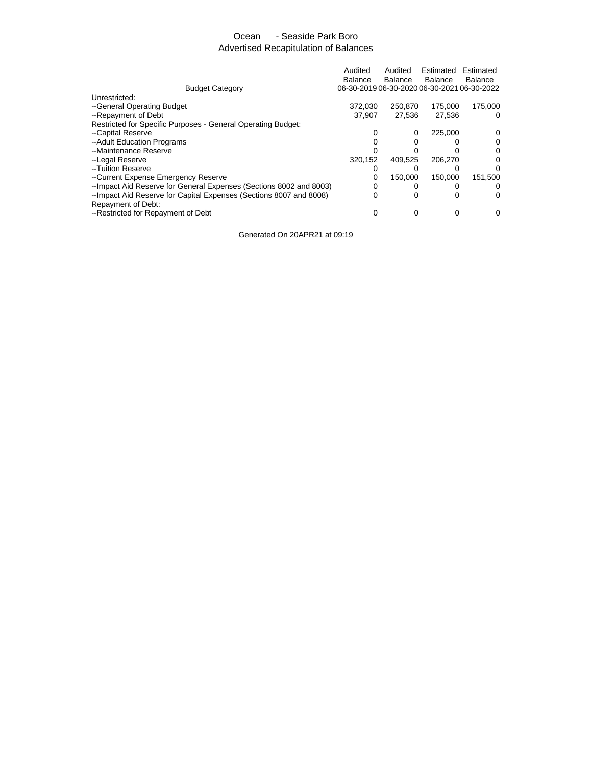# Ocean - Seaside Park Boro

## Advertised Recapitulation of Balances

| Budget Category | Audited Balance 06-30-2019 | Audited Balance 06-30-2020 | Estimated Balance 06-30-2021 | Estimated Balance 06-30-2022 |
|---|---|---|---|---|
| Unrestricted: | | | | |
| --General Operating Budget | 372,030 | 250,870 | 175,000 | 175,000 |
| --Repayment of Debt | 37,907 | 27,536 | 27,536 | 0 |
| Restricted for Specific Purposes - General Operating Budget: | | | | |
| --Capital Reserve | 0 | 0 | 225,000 | 0 |
| --Adult Education Programs | 0 | 0 | 0 | 0 |
| --Maintenance Reserve | 0 | 0 | 0 | 0 |
| --Legal Reserve | 320,152 | 409,525 | 206,270 | 0 |
| --Tuition Reserve | 0 | 0 | 0 | 0 |
| --Current Expense Emergency Reserve | 0 | 150,000 | 150,000 | 151,500 |
| --Impact Aid Reserve for General Expenses (Sections 8002 and 8003) | 0 | 0 | 0 | 0 |
| --Impact Aid Reserve for Capital Expenses (Sections 8007 and 8008) | 0 | 0 | 0 | 0 |
| Repayment of Debt: | | | | |
| --Restricted for Repayment of Debt | 0 | 0 | 0 | 0 |

Generated On 20APR21 at 09:19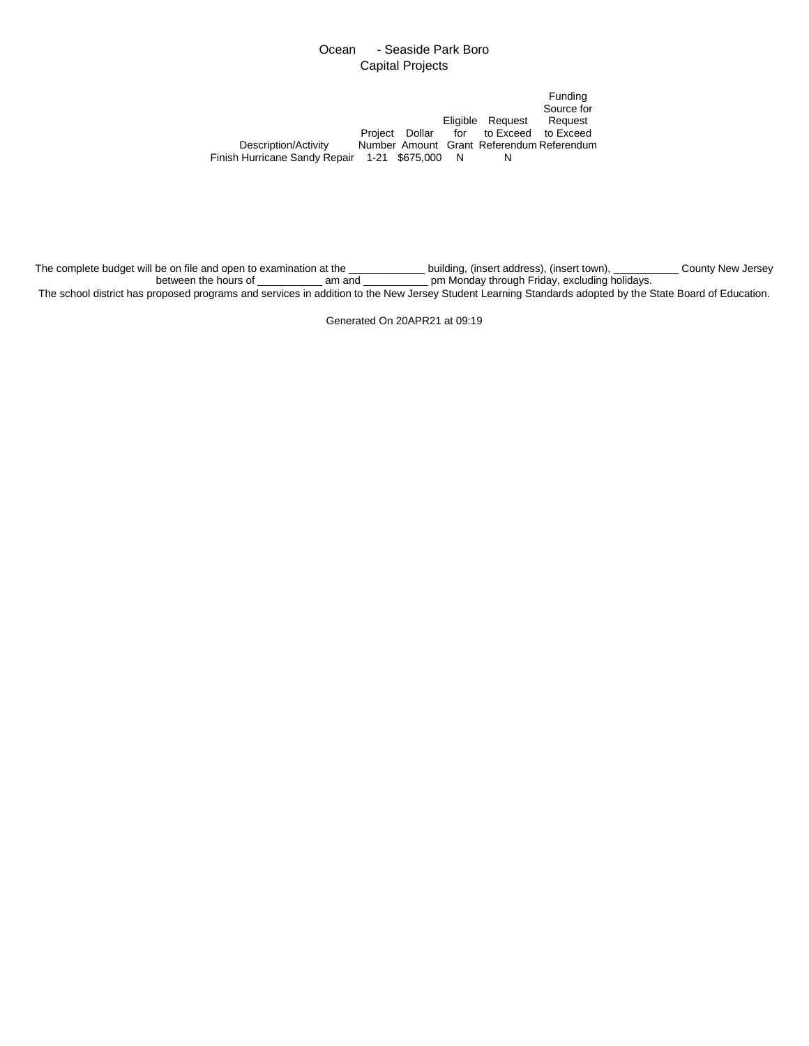Ocean - Seaside Park Boro
Capital Projects

| Description/Activity | Project Number | Dollar Amount | Eligible for Grant | Request to Exceed Referendum | Funding Source for Request to Exceed Referendum |
|---|---|---|---|---|---|
| Finish Hurricane Sandy Repair | 1-21 | $675,000 | N | N | |

The complete budget will be on file and open to examination at the _____________ building, (insert address), (insert town), ___________ County New Jersey between the hours of ___________ am and ___________ pm Monday through Friday, excluding holidays.
The school district has proposed programs and services in addition to the New Jersey Student Learning Standards adopted by the State Board of Education.

Generated On 20APR21 at 09:19